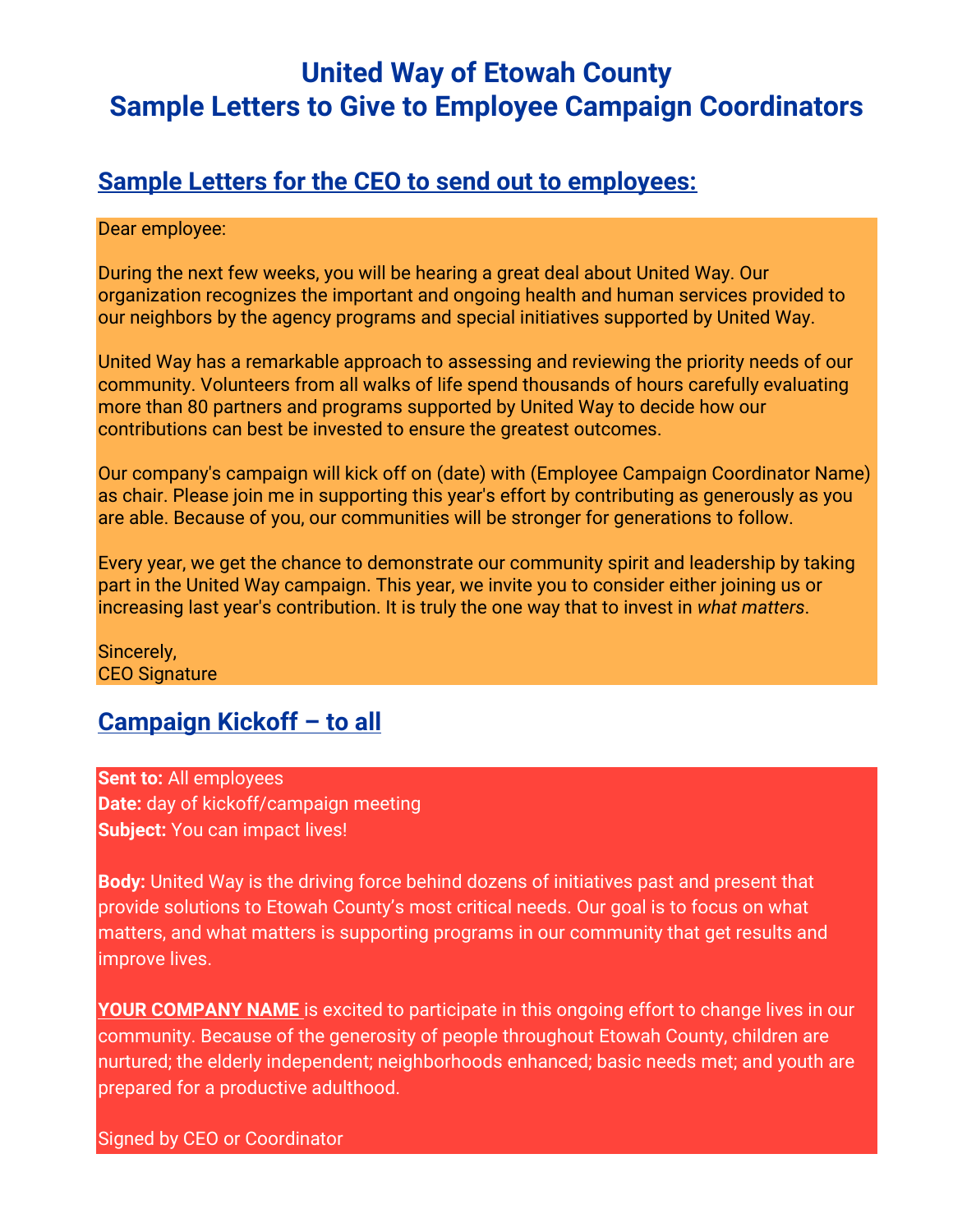# United Way of Etowah County
# Sample Letters to Give to Employee Campaign Coordinators

## Sample Letters for the CEO to send out to employees:

Dear employee:

During the next few weeks, you will be hearing a great deal about United Way. Our organization recognizes the important and ongoing health and human services provided to our neighbors by the agency programs and special initiatives supported by United Way.

United Way has a remarkable approach to assessing and reviewing the priority needs of our community. Volunteers from all walks of life spend thousands of hours carefully evaluating more than 80 partners and programs supported by United Way to decide how our contributions can best be invested to ensure the greatest outcomes.

Our company's campaign will kick off on (date) with (Employee Campaign Coordinator Name) as chair. Please join me in supporting this year's effort by contributing as generously as you are able. Because of you, our communities will be stronger for generations to follow.

Every year, we get the chance to demonstrate our community spirit and leadership by taking part in the United Way campaign. This year, we invite you to consider either joining us or increasing last year's contribution. It is truly the one way that to invest in *what matters*.

Sincerely,
CEO Signature

## Campaign Kickoff – to all

**Sent to:** All employees
**Date:** day of kickoff/campaign meeting
**Subject:** You can impact lives!

**Body:** United Way is the driving force behind dozens of initiatives past and present that provide solutions to Etowah County's most critical needs. Our goal is to focus on what matters, and what matters is supporting programs in our community that get results and improve lives.

**YOUR COMPANY NAME** is excited to participate in this ongoing effort to change lives in our community. Because of the generosity of people throughout Etowah County, children are nurtured; the elderly independent; neighborhoods enhanced; basic needs met; and youth are prepared for a productive adulthood.

Signed by CEO or Coordinator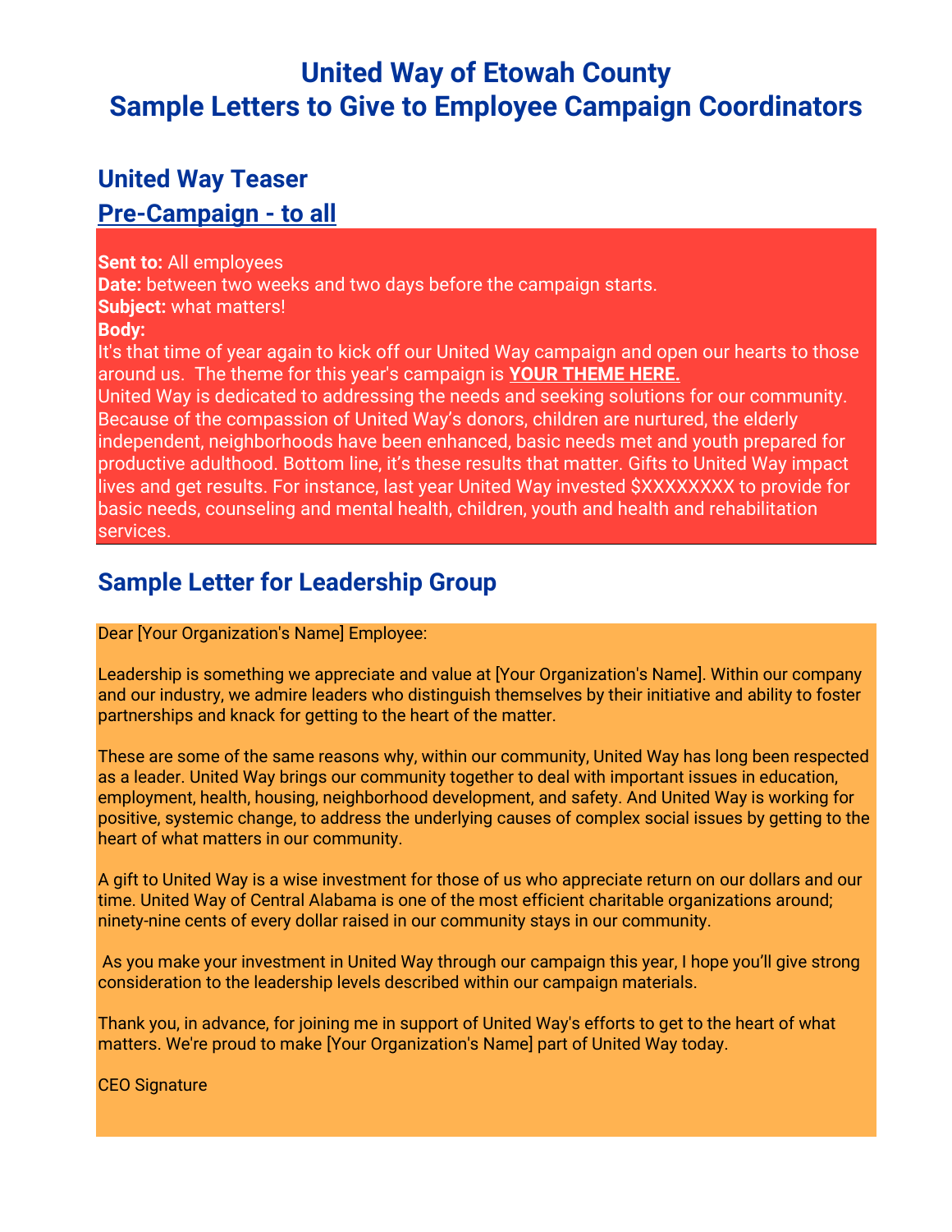# United Way of Etowah County
# Sample Letters to Give to Employee Campaign Coordinators

## United Way Teaser

## Pre-Campaign - to all

**Sent to:** All employees
**Date:** between two weeks and two days before the campaign starts.
**Subject:** what matters!
**Body:**
It's that time of year again to kick off our United Way campaign and open our hearts to those around us. The theme for this year's campaign is **YOUR THEME HERE.**
United Way is dedicated to addressing the needs and seeking solutions for our community. Because of the compassion of United Way's donors, children are nurtured, the elderly independent, neighborhoods have been enhanced, basic needs met and youth prepared for productive adulthood. Bottom line, it's these results that matter. Gifts to United Way impact lives and get results. For instance, last year United Way invested $XXXXXXXX to provide for basic needs, counseling and mental health, children, youth and health and rehabilitation services.

## Sample Letter for Leadership Group

Dear [Your Organization's Name] Employee:

Leadership is something we appreciate and value at [Your Organization's Name]. Within our company and our industry, we admire leaders who distinguish themselves by their initiative and ability to foster partnerships and knack for getting to the heart of the matter.

These are some of the same reasons why, within our community, United Way has long been respected as a leader. United Way brings our community together to deal with important issues in education, employment, health, housing, neighborhood development, and safety. And United Way is working for positive, systemic change, to address the underlying causes of complex social issues by getting to the heart of what matters in our community.

A gift to United Way is a wise investment for those of us who appreciate return on our dollars and our time. United Way of Central Alabama is one of the most efficient charitable organizations around; ninety-nine cents of every dollar raised in our community stays in our community.

As you make your investment in United Way through our campaign this year, I hope you'll give strong consideration to the leadership levels described within our campaign materials.

Thank you, in advance, for joining me in support of United Way's efforts to get to the heart of what matters. We're proud to make [Your Organization's Name] part of United Way today.

CEO Signature